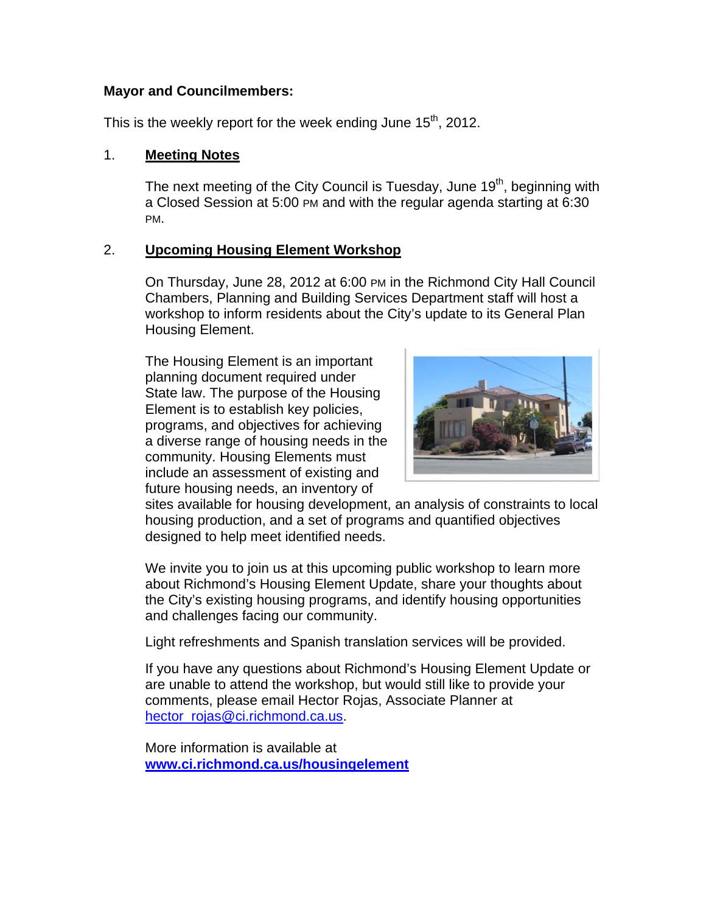**Mayor and Councilmembers:**

This is the weekly report for the week ending June 15th, 2012.

## 1. Meeting Notes

The next meeting of the City Council is Tuesday, June 19th, beginning with a Closed Session at 5:00 PM and with the regular agenda starting at 6:30 PM.

## 2. Upcoming Housing Element Workshop

On Thursday, June 28, 2012 at 6:00 PM in the Richmond City Hall Council Chambers, Planning and Building Services Department staff will host a workshop to inform residents about the City's update to its General Plan Housing Element.

The Housing Element is an important planning document required under State law. The purpose of the Housing Element is to establish key policies, programs, and objectives for achieving a diverse range of housing needs in the community. Housing Elements must include an assessment of existing and future housing needs, an inventory of sites available for housing development, an analysis of constraints to local housing production, and a set of programs and quantified objectives designed to help meet identified needs.

We invite you to join us at this upcoming public workshop to learn more about Richmond's Housing Element Update, share your thoughts about the City's existing housing programs, and identify housing opportunities and challenges facing our community.

Light refreshments and Spanish translation services will be provided.

If you have any questions about Richmond's Housing Element Update or are unable to attend the workshop, but would still like to provide your comments, please email Hector Rojas, Associate Planner at hector_rojas@ci.richmond.ca.us.

More information is available at **www.ci.richmond.ca.us/housingelement**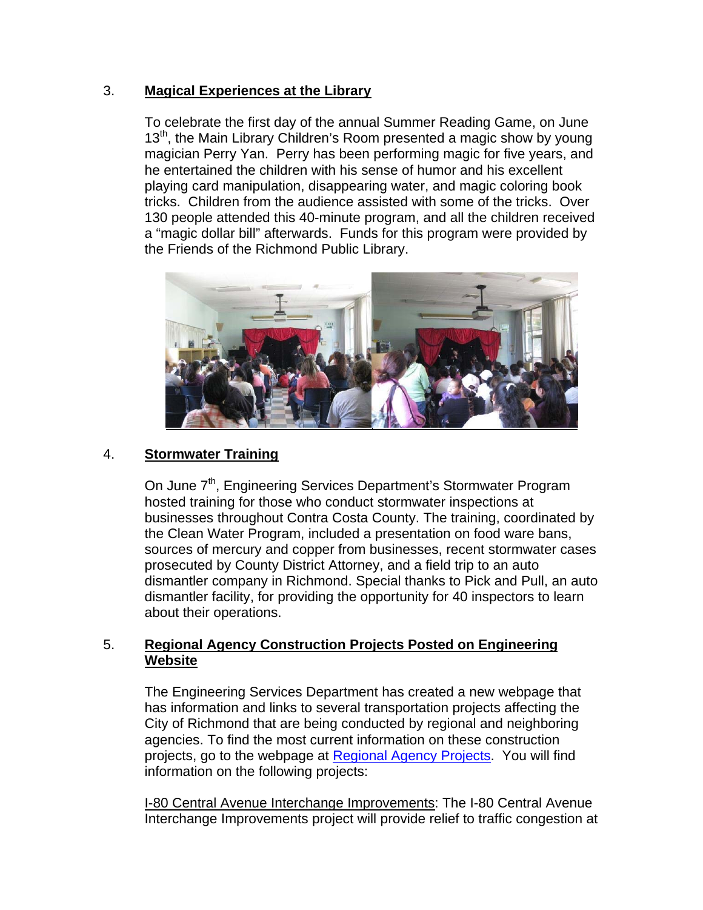3. **Magical Experiences at the Library**

To celebrate the first day of the annual Summer Reading Game, on June 13th, the Main Library Children's Room presented a magic show by young magician Perry Yan. Perry has been performing magic for five years, and he entertained the children with his sense of humor and his excellent playing card manipulation, disappearing water, and magic coloring book tricks. Children from the audience assisted with some of the tricks. Over 130 people attended this 40-minute program, and all the children received a "magic dollar bill" afterwards. Funds for this program were provided by the Friends of the Richmond Public Library.

4. **Stormwater Training**

On June 7th, Engineering Services Department's Stormwater Program hosted training for those who conduct stormwater inspections at businesses throughout Contra Costa County. The training, coordinated by the Clean Water Program, included a presentation on food ware bans, sources of mercury and copper from businesses, recent stormwater cases prosecuted by County District Attorney, and a field trip to an auto dismantler company in Richmond. Special thanks to Pick and Pull, an auto dismantler facility, for providing the opportunity for 40 inspectors to learn about their operations.

5. **Regional Agency Construction Projects Posted on Engineering Website**

The Engineering Services Department has created a new webpage that has information and links to several transportation projects affecting the City of Richmond that are being conducted by regional and neighboring agencies. To find the most current information on these construction projects, go to the webpage at Regional Agency Projects. You will find information on the following projects:

I-80 Central Avenue Interchange Improvements: The I-80 Central Avenue Interchange Improvements project will provide relief to traffic congestion at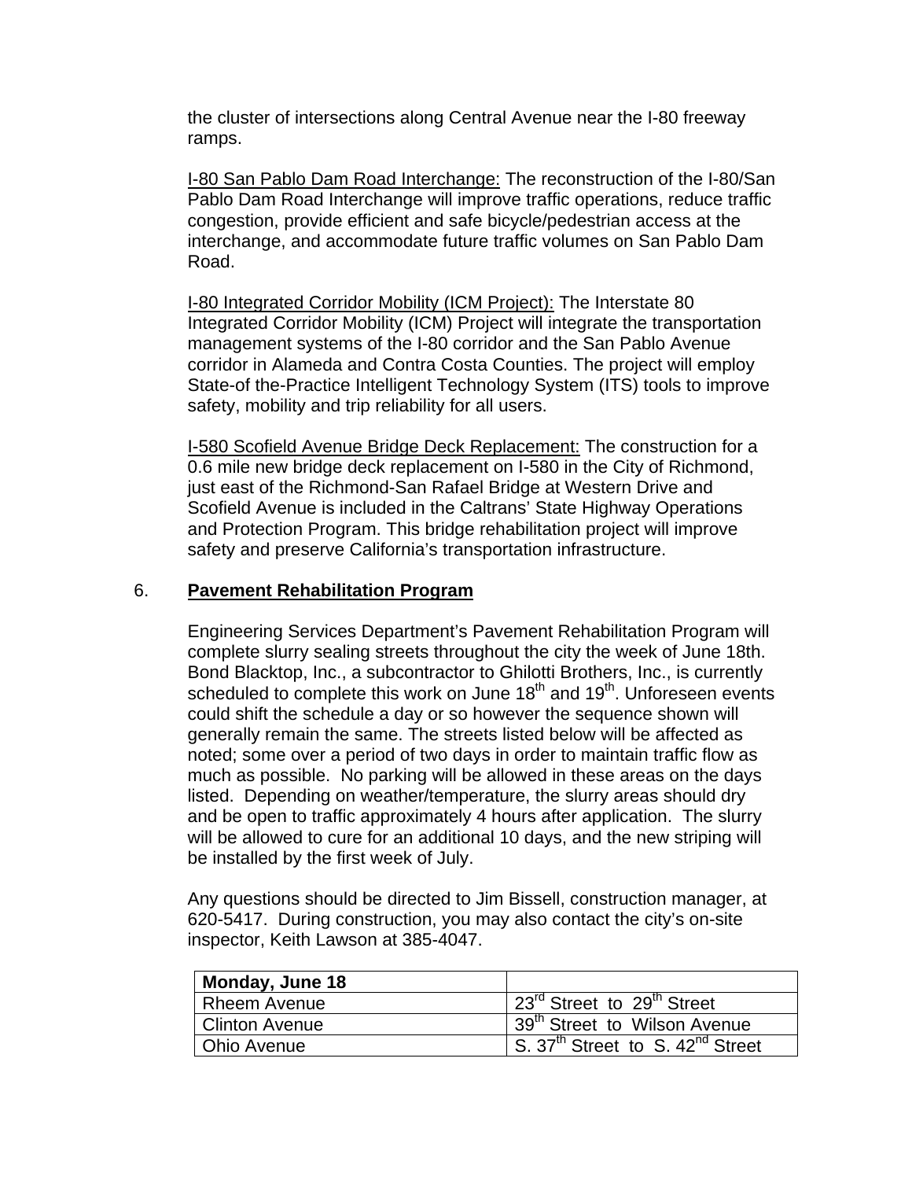the cluster of intersections along Central Avenue near the I-80 freeway ramps.

I-80 San Pablo Dam Road Interchange: The reconstruction of the I-80/San Pablo Dam Road Interchange will improve traffic operations, reduce traffic congestion, provide efficient and safe bicycle/pedestrian access at the interchange, and accommodate future traffic volumes on San Pablo Dam Road.

I-80 Integrated Corridor Mobility (ICM Project): The Interstate 80 Integrated Corridor Mobility (ICM) Project will integrate the transportation management systems of the I-80 corridor and the San Pablo Avenue corridor in Alameda and Contra Costa Counties. The project will employ State-of the-Practice Intelligent Technology System (ITS) tools to improve safety, mobility and trip reliability for all users.

I-580 Scofield Avenue Bridge Deck Replacement: The construction for a 0.6 mile new bridge deck replacement on I-580 in the City of Richmond, just east of the Richmond-San Rafael Bridge at Western Drive and Scofield Avenue is included in the Caltrans' State Highway Operations and Protection Program. This bridge rehabilitation project will improve safety and preserve California's transportation infrastructure.

6. **Pavement Rehabilitation Program**

Engineering Services Department's Pavement Rehabilitation Program will complete slurry sealing streets throughout the city the week of June 18th. Bond Blacktop, Inc., a subcontractor to Ghilotti Brothers, Inc., is currently scheduled to complete this work on June 18th and 19th. Unforeseen events could shift the schedule a day or so however the sequence shown will generally remain the same. The streets listed below will be affected as noted; some over a period of two days in order to maintain traffic flow as much as possible. No parking will be allowed in these areas on the days listed. Depending on weather/temperature, the slurry areas should dry and be open to traffic approximately 4 hours after application. The slurry will be allowed to cure for an additional 10 days, and the new striping will be installed by the first week of July.

Any questions should be directed to Jim Bissell, construction manager, at 620-5417. During construction, you may also contact the city's on-site inspector, Keith Lawson at 385-4047.

| **Monday, June 18** | |
|---|---|
| Rheem Avenue | 23rd Street to 29th Street |
| Clinton Avenue | 39th Street to Wilson Avenue |
| Ohio Avenue | S. 37th Street to S. 42nd Street |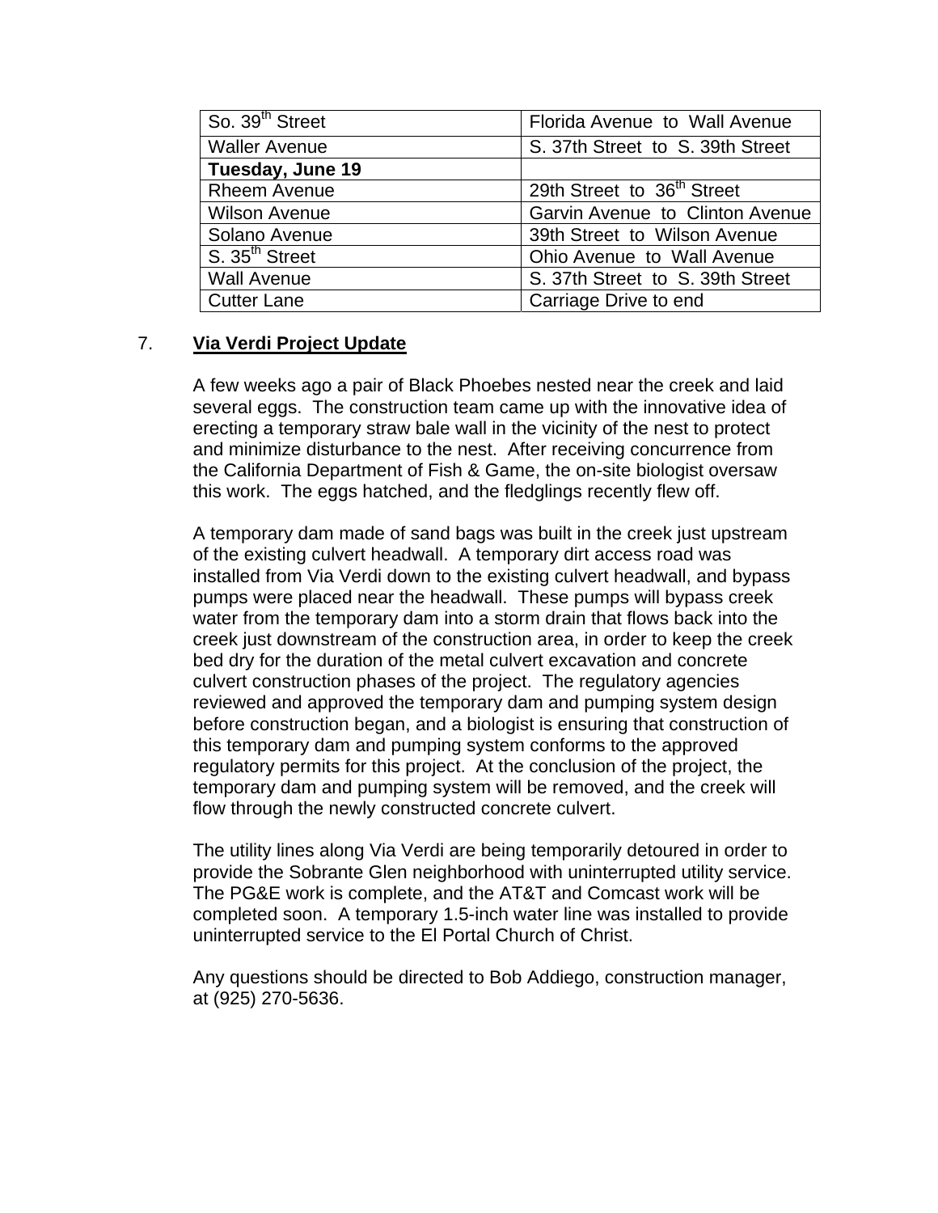| | |
|---|---|
| So. 39th Street | Florida Avenue to Wall Avenue |
| Waller Avenue | S. 37th Street to S. 39th Street |
| **Tuesday, June 19** | |
| Rheem Avenue | 29th Street to 36th Street |
| Wilson Avenue | Garvin Avenue to Clinton Avenue |
| Solano Avenue | 39th Street to Wilson Avenue |
| S. 35th Street | Ohio Avenue to Wall Avenue |
| Wall Avenue | S. 37th Street to S. 39th Street |
| Cutter Lane | Carriage Drive to end |

7. **Via Verdi Project Update**

A few weeks ago a pair of Black Phoebes nested near the creek and laid several eggs. The construction team came up with the innovative idea of erecting a temporary straw bale wall in the vicinity of the nest to protect and minimize disturbance to the nest. After receiving concurrence from the California Department of Fish & Game, the on-site biologist oversaw this work. The eggs hatched, and the fledglings recently flew off.

A temporary dam made of sand bags was built in the creek just upstream of the existing culvert headwall. A temporary dirt access road was installed from Via Verdi down to the existing culvert headwall, and bypass pumps were placed near the headwall. These pumps will bypass creek water from the temporary dam into a storm drain that flows back into the creek just downstream of the construction area, in order to keep the creek bed dry for the duration of the metal culvert excavation and concrete culvert construction phases of the project. The regulatory agencies reviewed and approved the temporary dam and pumping system design before construction began, and a biologist is ensuring that construction of this temporary dam and pumping system conforms to the approved regulatory permits for this project. At the conclusion of the project, the temporary dam and pumping system will be removed, and the creek will flow through the newly constructed concrete culvert.

The utility lines along Via Verdi are being temporarily detoured in order to provide the Sobrante Glen neighborhood with uninterrupted utility service. The PG&E work is complete, and the AT&T and Comcast work will be completed soon. A temporary 1.5-inch water line was installed to provide uninterrupted service to the El Portal Church of Christ.

Any questions should be directed to Bob Addiego, construction manager, at (925) 270-5636.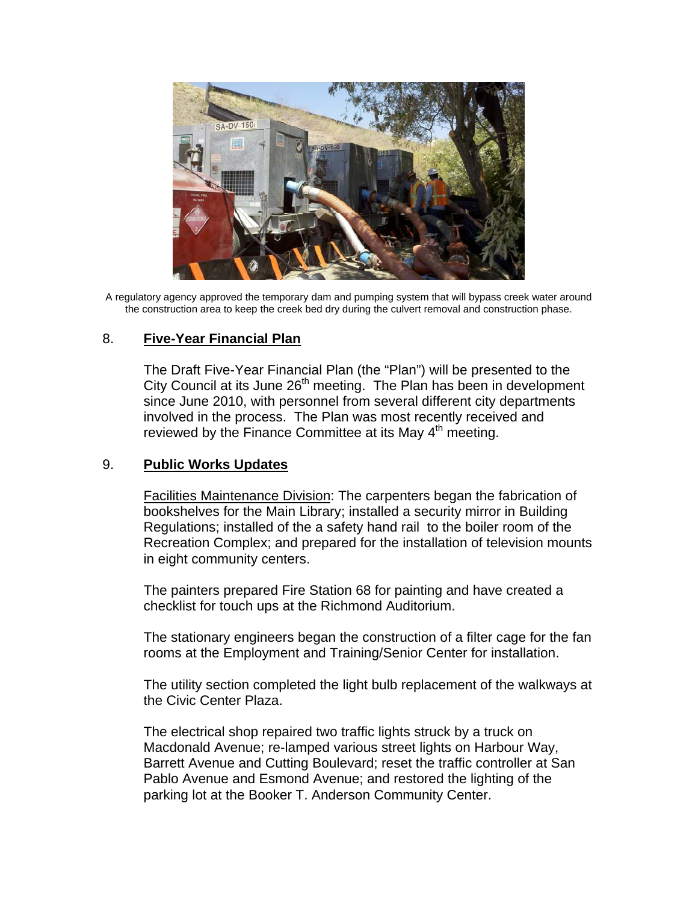A regulatory agency approved the temporary dam and pumping system that will bypass creek water around the construction area to keep the creek bed dry during the culvert removal and construction phase.

8. **Five-Year Financial Plan**

The Draft Five-Year Financial Plan (the "Plan") will be presented to the City Council at its June 26th meeting. The Plan has been in development since June 2010, with personnel from several different city departments involved in the process. The Plan was most recently received and reviewed by the Finance Committee at its May 4th meeting.

9. **Public Works Updates**

Facilities Maintenance Division: The carpenters began the fabrication of bookshelves for the Main Library; installed a security mirror in Building Regulations; installed of the a safety hand rail to the boiler room of the Recreation Complex; and prepared for the installation of television mounts in eight community centers.

The painters prepared Fire Station 68 for painting and have created a checklist for touch ups at the Richmond Auditorium.

The stationary engineers began the construction of a filter cage for the fan rooms at the Employment and Training/Senior Center for installation.

The utility section completed the light bulb replacement of the walkways at the Civic Center Plaza.

The electrical shop repaired two traffic lights struck by a truck on Macdonald Avenue; re-lamped various street lights on Harbour Way, Barrett Avenue and Cutting Boulevard; reset the traffic controller at San Pablo Avenue and Esmond Avenue; and restored the lighting of the parking lot at the Booker T. Anderson Community Center.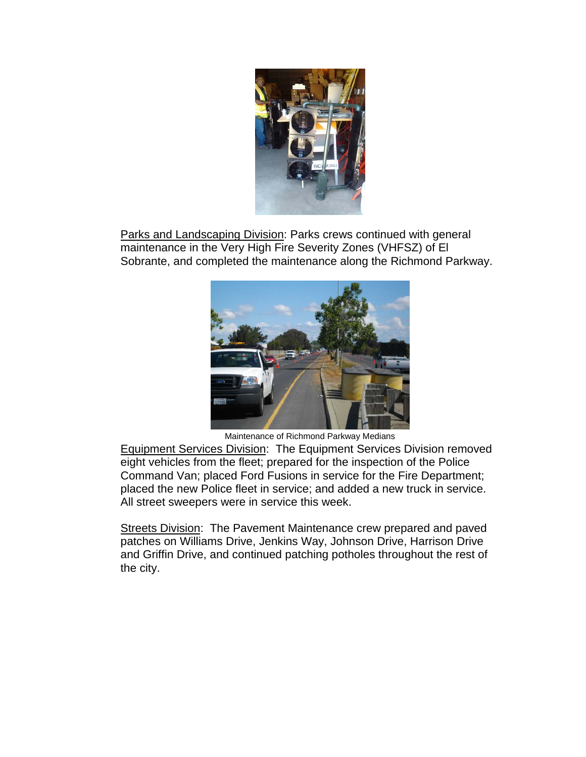Parks and Landscaping Division: Parks crews continued with general maintenance in the Very High Fire Severity Zones (VHFSZ) of El Sobrante, and completed the maintenance along the Richmond Parkway.

Maintenance of Richmond Parkway Medians

Equipment Services Division: The Equipment Services Division removed eight vehicles from the fleet; prepared for the inspection of the Police Command Van; placed Ford Fusions in service for the Fire Department; placed the new Police fleet in service; and added a new truck in service. All street sweepers were in service this week.

Streets Division: The Pavement Maintenance crew prepared and paved patches on Williams Drive, Jenkins Way, Johnson Drive, Harrison Drive and Griffin Drive, and continued patching potholes throughout the rest of the city.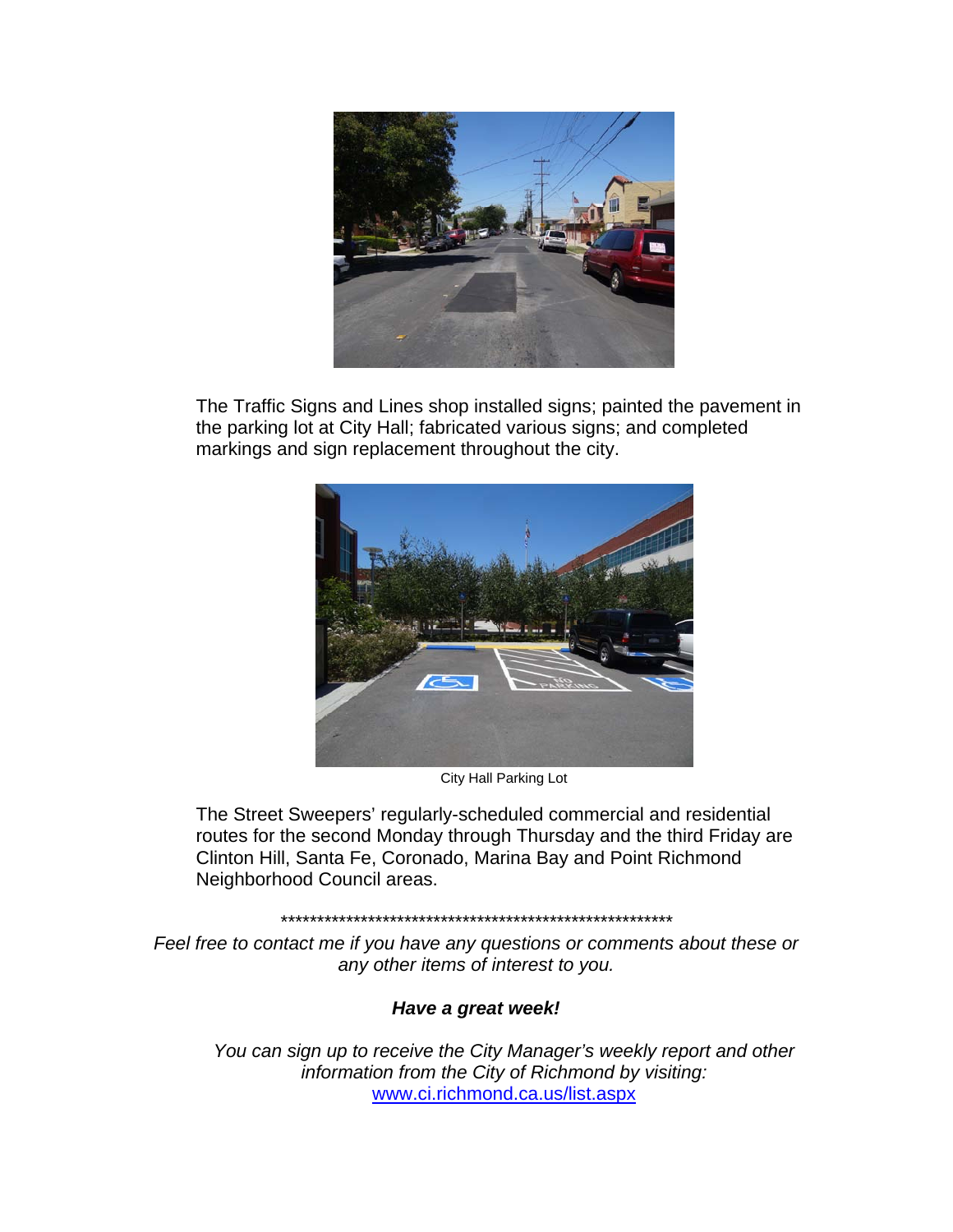The Traffic Signs and Lines shop installed signs; painted the pavement in the parking lot at City Hall; fabricated various signs; and completed markings and sign replacement throughout the city.

City Hall Parking Lot

The Street Sweepers' regularly-scheduled commercial and residential routes for the second Monday through Thursday and the third Friday are Clinton Hill, Santa Fe, Coronado, Marina Bay and Point Richmond Neighborhood Council areas.

*********************************************************

*Feel free to contact me if you have any questions or comments about these or any other items of interest to you.*

***Have a great week!***

*You can sign up to receive the City Manager's weekly report and other information from the City of Richmond by visiting:*
[www.ci.richmond.ca.us/list.aspx](http://www.ci.richmond.ca.us/list.aspx)